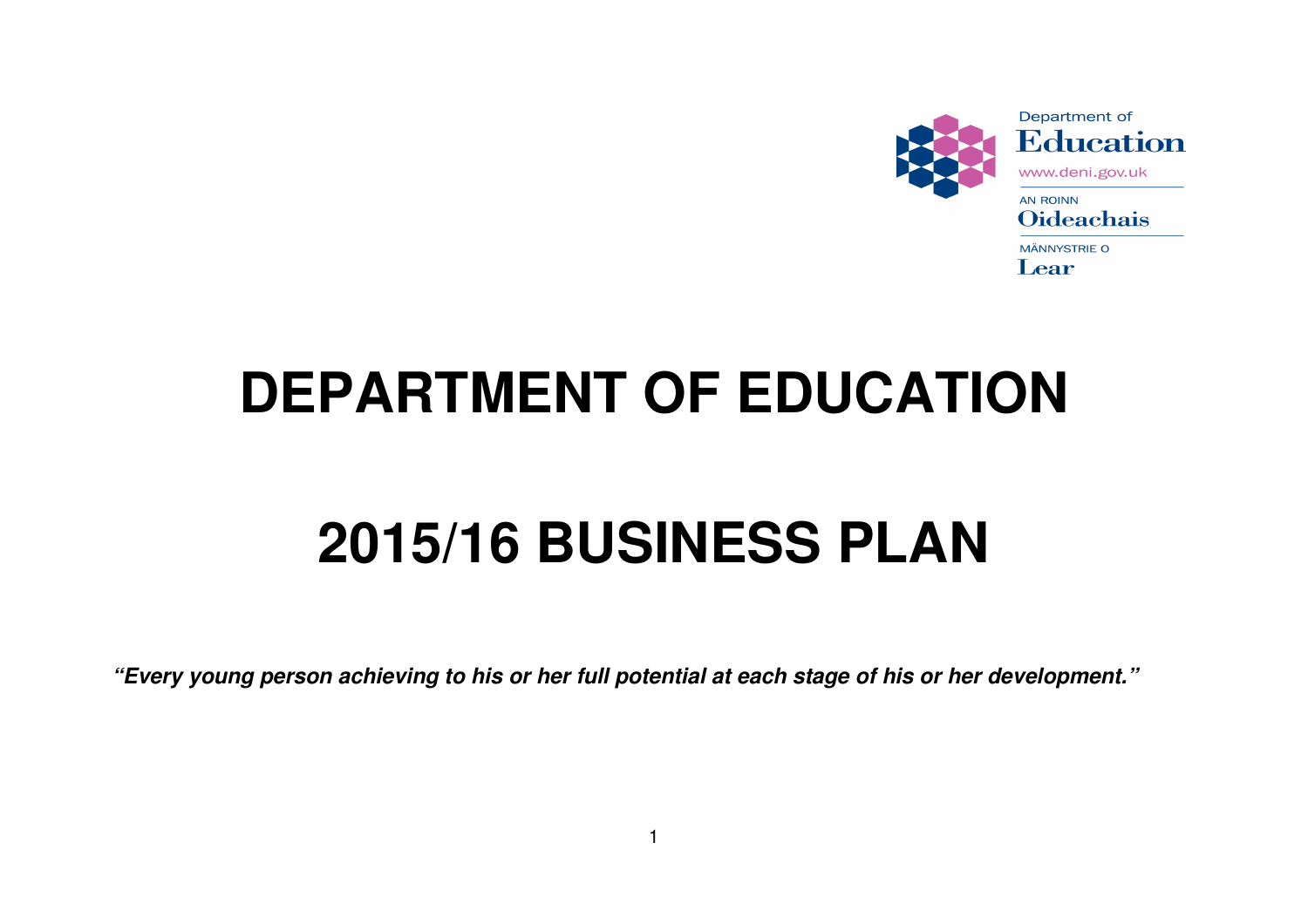Department of
Education
www.deni.gov.uk
AN ROINN
Oideachais
MÄNNYSTRIE O
Lear

# DEPARTMENT OF EDUCATION

# 2015/16 BUSINESS PLAN

***"Every young person achieving to his or her full potential at each stage of his or her development."***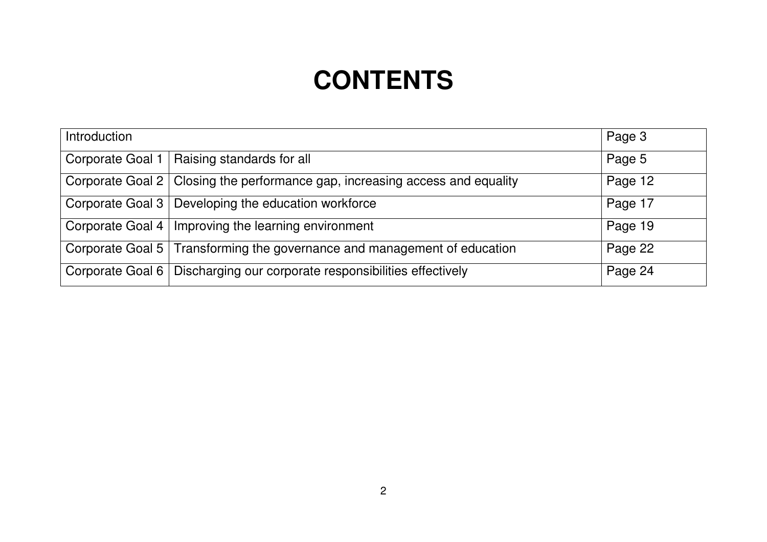# CONTENTS

| Introduction | | Page 3 |
|---|---|---|
| Corporate Goal 1 | Raising standards for all | Page 5 |
| Corporate Goal 2 | Closing the performance gap, increasing access and equality | Page 12 |
| Corporate Goal 3 | Developing the education workforce | Page 17 |
| Corporate Goal 4 | Improving the learning environment | Page 19 |
| Corporate Goal 5 | Transforming the governance and management of education | Page 22 |
| Corporate Goal 6 | Discharging our corporate responsibilities effectively | Page 24 |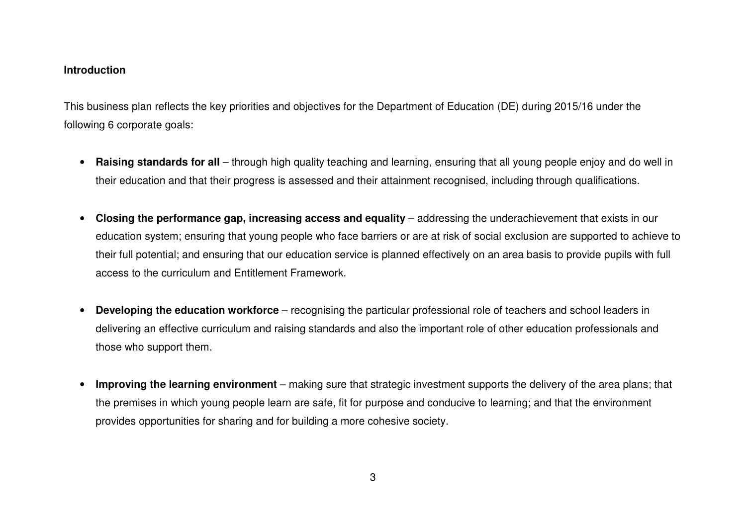## Introduction

This business plan reflects the key priorities and objectives for the Department of Education (DE) during 2015/16 under the following 6 corporate goals:

- **Raising standards for all** – through high quality teaching and learning, ensuring that all young people enjoy and do well in their education and that their progress is assessed and their attainment recognised, including through qualifications.

- **Closing the performance gap, increasing access and equality** – addressing the underachievement that exists in our education system; ensuring that young people who face barriers or are at risk of social exclusion are supported to achieve to their full potential; and ensuring that our education service is planned effectively on an area basis to provide pupils with full access to the curriculum and Entitlement Framework.

- **Developing the education workforce** – recognising the particular professional role of teachers and school leaders in delivering an effective curriculum and raising standards and also the important role of other education professionals and those who support them.

- **Improving the learning environment** – making sure that strategic investment supports the delivery of the area plans; that the premises in which young people learn are safe, fit for purpose and conducive to learning; and that the environment provides opportunities for sharing and for building a more cohesive society.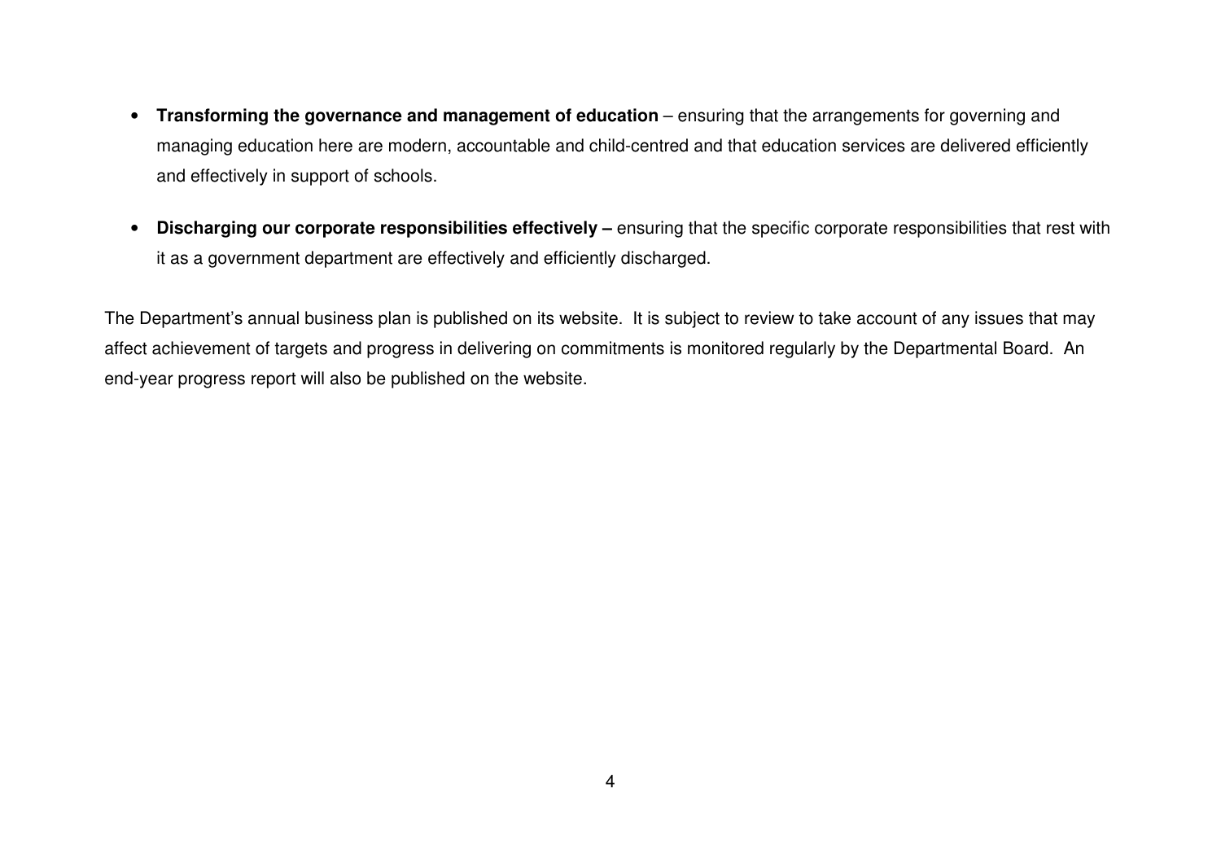- **Transforming the governance and management of education** – ensuring that the arrangements for governing and managing education here are modern, accountable and child-centred and that education services are delivered efficiently and effectively in support of schools.

- **Discharging our corporate responsibilities effectively –** ensuring that the specific corporate responsibilities that rest with it as a government department are effectively and efficiently discharged.

The Department's annual business plan is published on its website. It is subject to review to take account of any issues that may affect achievement of targets and progress in delivering on commitments is monitored regularly by the Departmental Board. An end-year progress report will also be published on the website.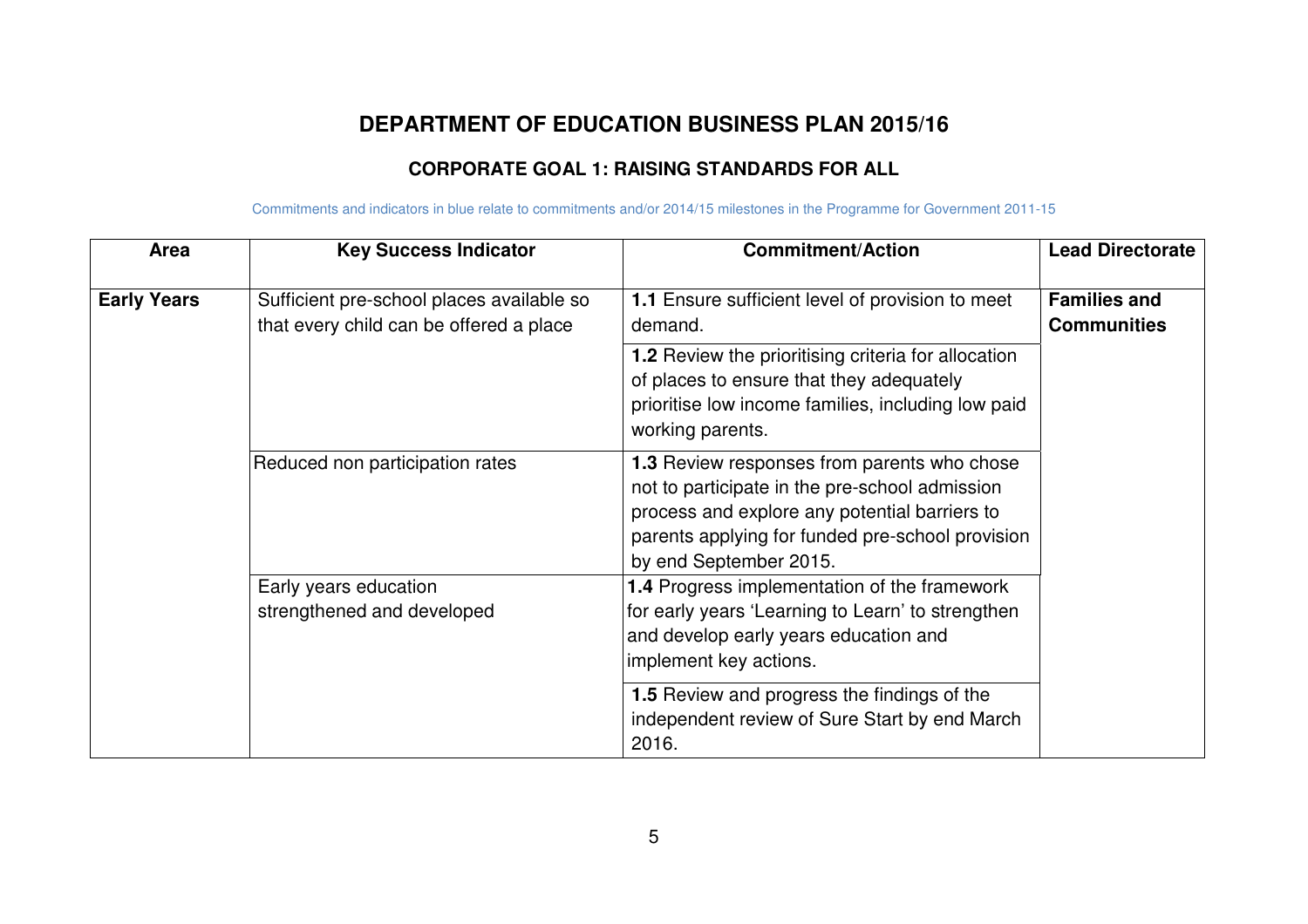# DEPARTMENT OF EDUCATION BUSINESS PLAN 2015/16

## CORPORATE GOAL 1: RAISING STANDARDS FOR ALL

Commitments and indicators in blue relate to commitments and/or 2014/15 milestones in the Programme for Government 2011-15

| Area | Key Success Indicator | Commitment/Action | Lead Directorate |
|---|---|---|---|
| **Early Years** | Sufficient pre-school places available so that every child can be offered a place | **1.1** Ensure sufficient level of provision to meet demand. | **Families and Communities** |
| | | **1.2** Review the prioritising criteria for allocation of places to ensure that they adequately prioritise low income families, including low paid working parents. | |
| | Reduced non participation rates | **1.3** Review responses from parents who chose not to participate in the pre-school admission process and explore any potential barriers to parents applying for funded pre-school provision by end September 2015. | |
| | Early years education strengthened and developed | **1.4** Progress implementation of the framework for early years 'Learning to Learn' to strengthen and develop early years education and implement key actions. | |
| | | **1.5** Review and progress the findings of the independent review of Sure Start by end March 2016. | |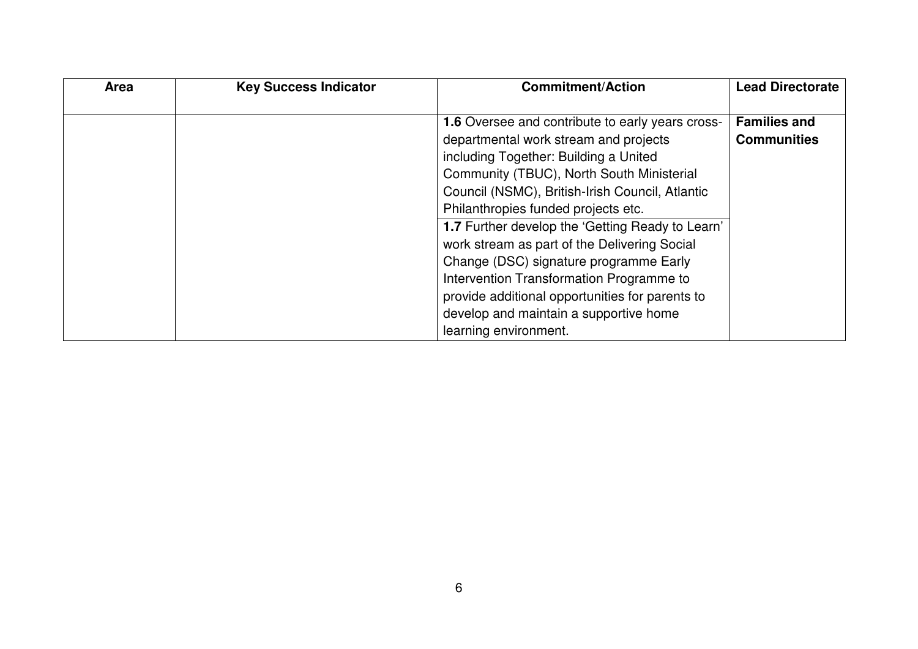| Area | Key Success Indicator | Commitment/Action | Lead Directorate |
| --- | --- | --- | --- |
| | | **1.6** Oversee and contribute to early years cross-departmental work stream and projects including Together: Building a United Community (TBUC), North South Ministerial Council (NSMC), British-Irish Council, Atlantic Philanthropies funded projects etc. | **Families and Communities** |
| | | **1.7** Further develop the 'Getting Ready to Learn' work stream as part of the Delivering Social Change (DSC) signature programme Early Intervention Transformation Programme to provide additional opportunities for parents to develop and maintain a supportive home learning environment. | |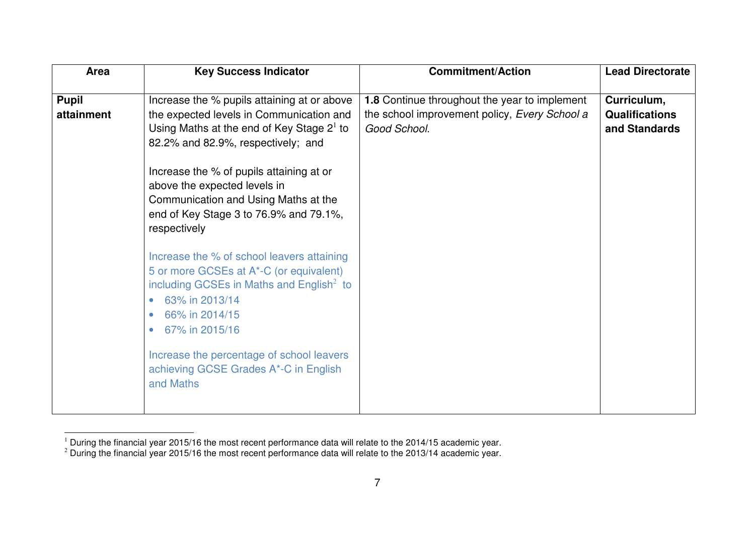| Area | Key Success Indicator | Commitment/Action | Lead Directorate |
|---|---|---|---|
| **Pupil attainment** | Increase the % pupils attaining at or above the expected levels in Communication and Using Maths at the end of Key Stage 2[1] to 82.2% and 82.9%, respectively; and<br><br>Increase the % of pupils attaining at or above the expected levels in Communication and Using Maths at the end of Key Stage 3 to 76.9% and 79.1%, respectively<br><br>Increase the % of school leavers attaining 5 or more GCSEs at A*-C (or equivalent) including GCSEs in Maths and English[2] to<br>• 63% in 2013/14<br>• 66% in 2014/15<br>• 67% in 2015/16<br><br>Increase the percentage of school leavers achieving GCSE Grades A*-C in English and Maths | **1.8** Continue throughout the year to implement the school improvement policy, *Every School a Good School*. | **Curriculum, Qualifications and Standards** |

[1] During the financial year 2015/16 the most recent performance data will relate to the 2014/15 academic year.
[2] During the financial year 2015/16 the most recent performance data will relate to the 2013/14 academic year.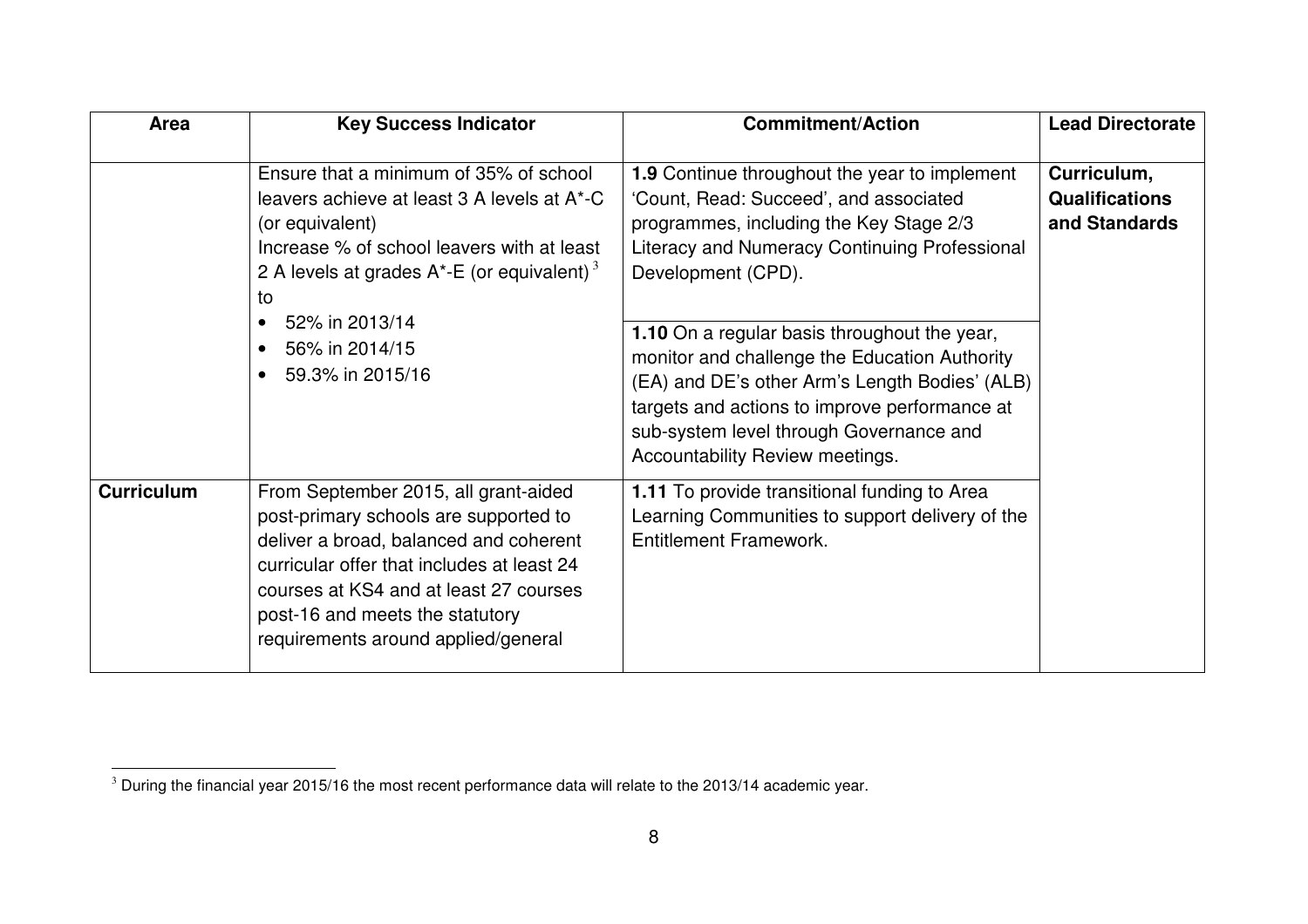| Area | Key Success Indicator | Commitment/Action | Lead Directorate |
| --- | --- | --- | --- |
| | Ensure that a minimum of 35% of school leavers achieve at least 3 A levels at A*-C (or equivalent)<br>Increase % of school leavers with at least 2 A levels at grades A*-E (or equivalent) [3] to<br>• 52% in 2013/14<br>• 56% in 2014/15<br>• 59.3% in 2015/16 | **1.9** Continue throughout the year to implement 'Count, Read: Succeed', and associated programmes, including the Key Stage 2/3 Literacy and Numeracy Continuing Professional Development (CPD). | **Curriculum, Qualifications and Standards** |
| | | **1.10** On a regular basis throughout the year, monitor and challenge the Education Authority (EA) and DE's other Arm's Length Bodies' (ALB) targets and actions to improve performance at sub-system level through Governance and Accountability Review meetings. | |
| **Curriculum** | From September 2015, all grant-aided post-primary schools are supported to deliver a broad, balanced and coherent curricular offer that includes at least 24 courses at KS4 and at least 27 courses post-16 and meets the statutory requirements around applied/general | **1.11** To provide transitional funding to Area Learning Communities to support delivery of the Entitlement Framework. | |

[3] During the financial year 2015/16 the most recent performance data will relate to the 2013/14 academic year.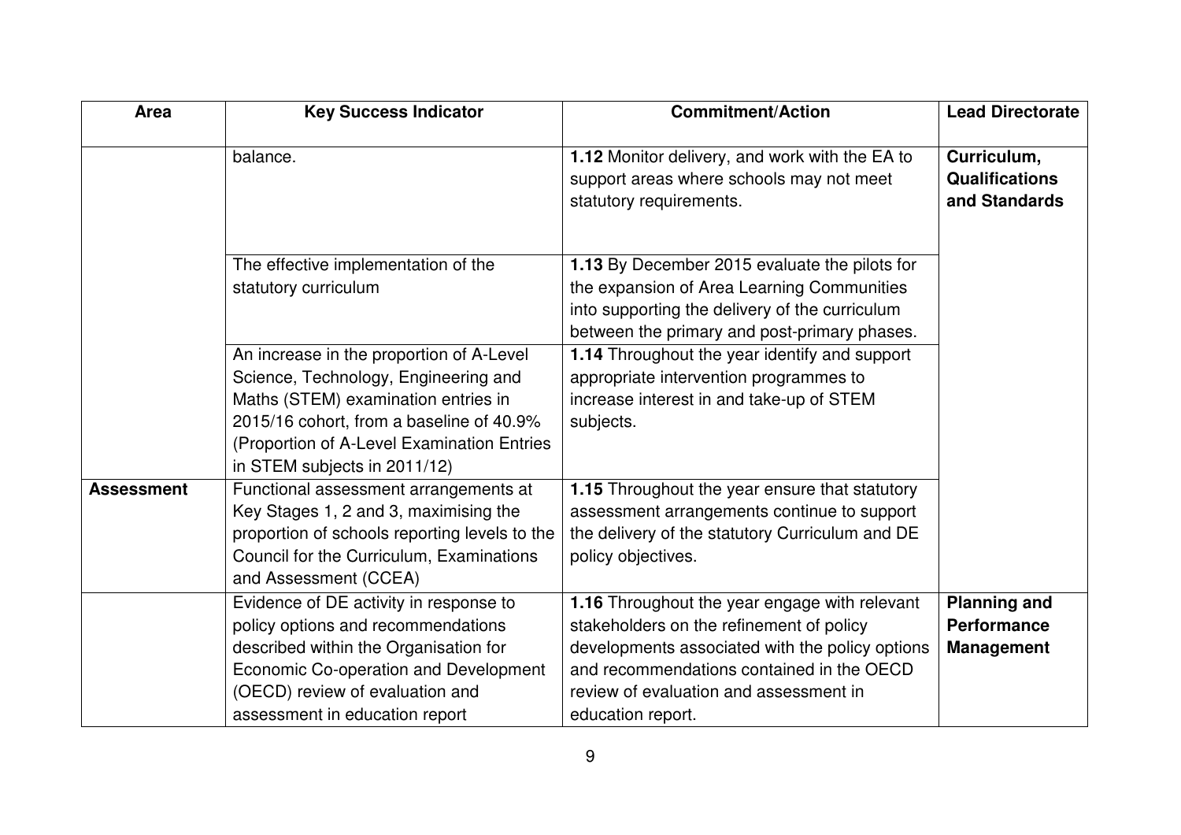| Area | Key Success Indicator | Commitment/Action | Lead Directorate |
|---|---|---|---|
| | balance. | **1.12** Monitor delivery, and work with the EA to support areas where schools may not meet statutory requirements. | **Curriculum, Qualifications and Standards** |
| | The effective implementation of the statutory curriculum | **1.13** By December 2015 evaluate the pilots for the expansion of Area Learning Communities into supporting the delivery of the curriculum between the primary and post-primary phases. | |
| | An increase in the proportion of A-Level Science, Technology, Engineering and Maths (STEM) examination entries in 2015/16 cohort, from a baseline of 40.9% (Proportion of A-Level Examination Entries in STEM subjects in 2011/12) | **1.14** Throughout the year identify and support appropriate intervention programmes to increase interest in and take-up of STEM subjects. | |
| **Assessment** | Functional assessment arrangements at Key Stages 1, 2 and 3, maximising the proportion of schools reporting levels to the Council for the Curriculum, Examinations and Assessment (CCEA) | **1.15** Throughout the year ensure that statutory assessment arrangements continue to support the delivery of the statutory Curriculum and DE policy objectives. | |
| | Evidence of DE activity in response to policy options and recommendations described within the Organisation for Economic Co-operation and Development (OECD) review of evaluation and assessment in education report | **1.16** Throughout the year engage with relevant stakeholders on the refinement of policy developments associated with the policy options and recommendations contained in the OECD review of evaluation and assessment in education report. | **Planning and Performance Management** |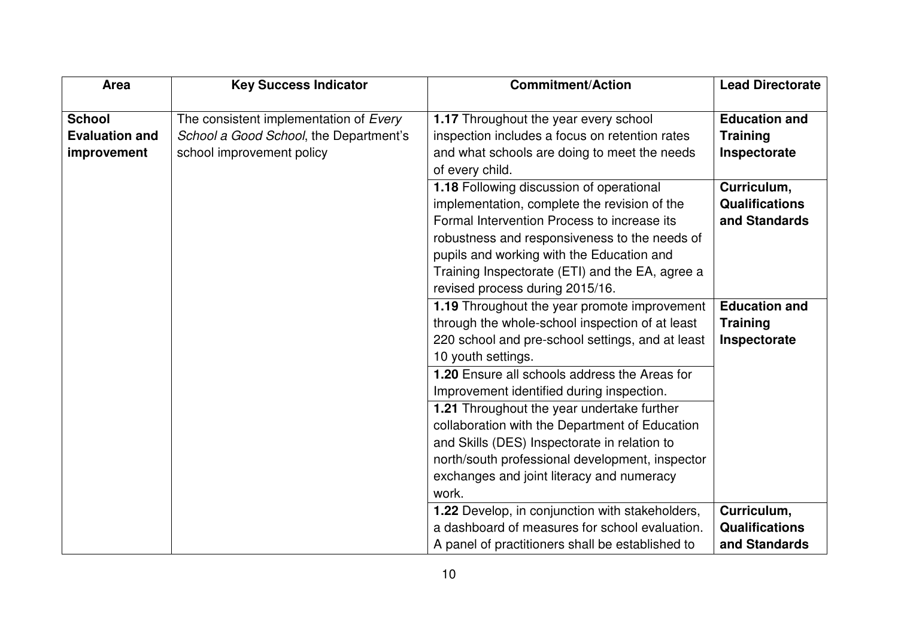| Area | Key Success Indicator | Commitment/Action | Lead Directorate |
| --- | --- | --- | --- |
| **School Evaluation and improvement** | The consistent implementation of *Every School a Good School*, the Department's school improvement policy | **1.17** Throughout the year every school inspection includes a focus on retention rates and what schools are doing to meet the needs of every child. | **Education and Training Inspectorate** |
| | | **1.18** Following discussion of operational implementation, complete the revision of the Formal Intervention Process to increase its robustness and responsiveness to the needs of pupils and working with the Education and Training Inspectorate (ETI) and the EA, agree a revised process during 2015/16. | **Curriculum, Qualifications and Standards** |
| | | **1.19** Throughout the year promote improvement through the whole-school inspection of at least 220 school and pre-school settings, and at least 10 youth settings. | **Education and Training Inspectorate** |
| | | **1.20** Ensure all schools address the Areas for Improvement identified during inspection. | |
| | | **1.21** Throughout the year undertake further collaboration with the Department of Education and Skills (DES) Inspectorate in relation to north/south professional development, inspector exchanges and joint literacy and numeracy work. | |
| | | **1.22** Develop, in conjunction with stakeholders, a dashboard of measures for school evaluation. A panel of practitioners shall be established to | **Curriculum, Qualifications and Standards** |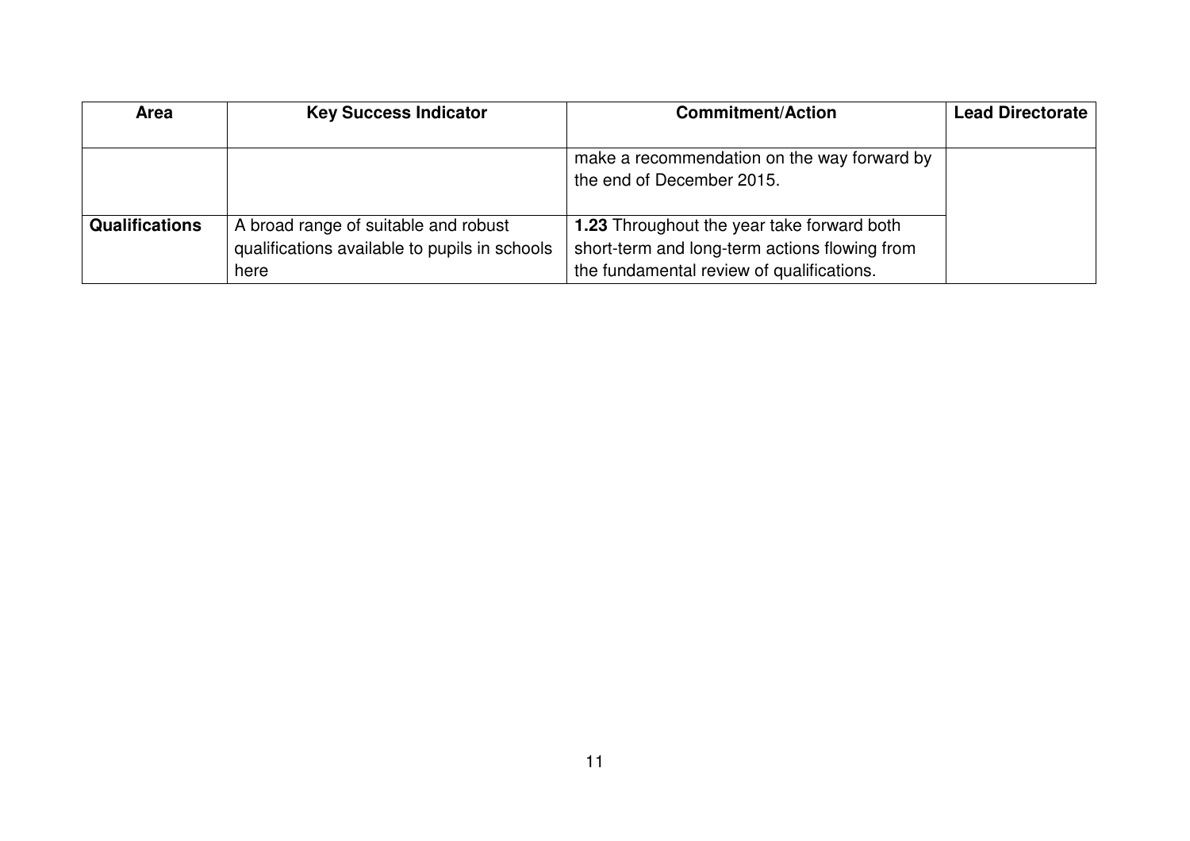| Area | Key Success Indicator | Commitment/Action | Lead Directorate |
| --- | --- | --- | --- |
| | | make a recommendation on the way forward by the end of December 2015. | |
| **Qualifications** | A broad range of suitable and robust qualifications available to pupils in schools here | **1.23** Throughout the year take forward both short-term and long-term actions flowing from the fundamental review of qualifications. | |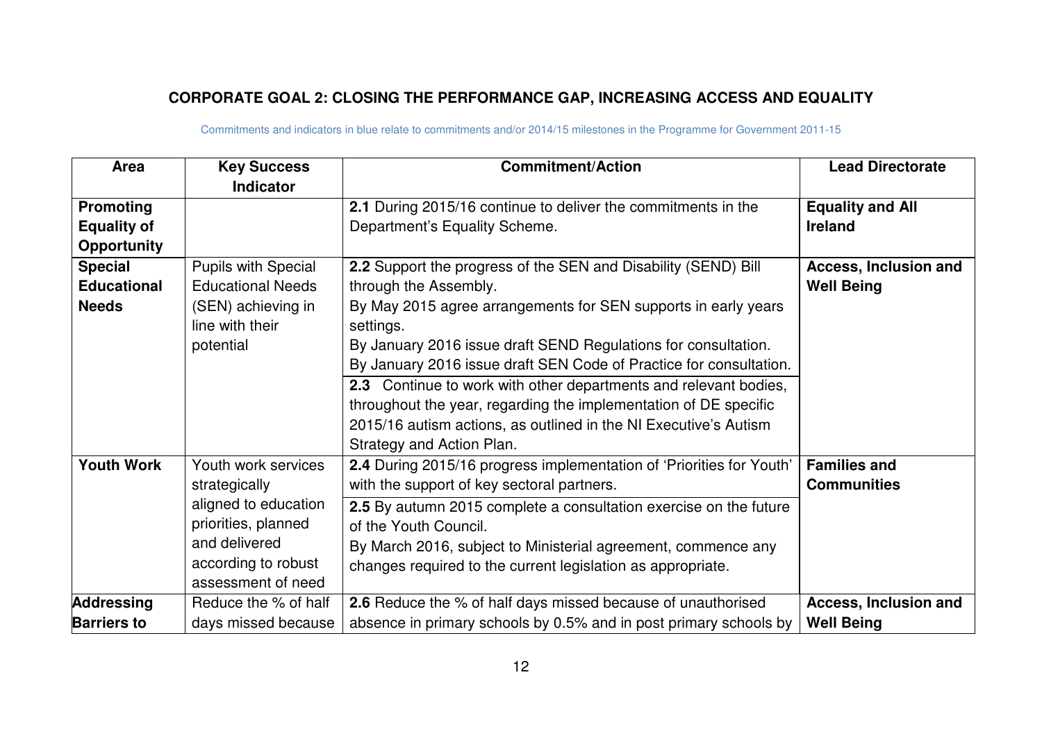**CORPORATE GOAL 2: CLOSING THE PERFORMANCE GAP, INCREASING ACCESS AND EQUALITY**

Commitments and indicators in blue relate to commitments and/or 2014/15 milestones in the Programme for Government 2011-15

| Area | Key Success Indicator | Commitment/Action | Lead Directorate |
|---|---|---|---|
| **Promoting Equality of Opportunity** | | **2.1** During 2015/16 continue to deliver the commitments in the Department's Equality Scheme. | **Equality and All Ireland** |
| **Special Educational Needs** | Pupils with Special Educational Needs (SEN) achieving in line with their potential | **2.2** Support the progress of the SEN and Disability (SEND) Bill through the Assembly.<br>By May 2015 agree arrangements for SEN supports in early years settings.<br>By January 2016 issue draft SEND Regulations for consultation.<br>By January 2016 issue draft SEN Code of Practice for consultation. | **Access, Inclusion and Well Being** |
| | | **2.3** Continue to work with other departments and relevant bodies, throughout the year, regarding the implementation of DE specific 2015/16 autism actions, as outlined in the NI Executive's Autism Strategy and Action Plan. | |
| **Youth Work** | Youth work services strategically aligned to education priorities, planned and delivered according to robust assessment of need | **2.4** During 2015/16 progress implementation of 'Priorities for Youth' with the support of key sectoral partners. | **Families and Communities** |
| | | **2.5** By autumn 2015 complete a consultation exercise on the future of the Youth Council.<br>By March 2016, subject to Ministerial agreement, commence any changes required to the current legislation as appropriate. | |
| **Addressing Barriers to** | Reduce the % of half days missed because | **2.6** Reduce the % of half days missed because of unauthorised absence in primary schools by 0.5% and in post primary schools by | **Access, Inclusion and Well Being** |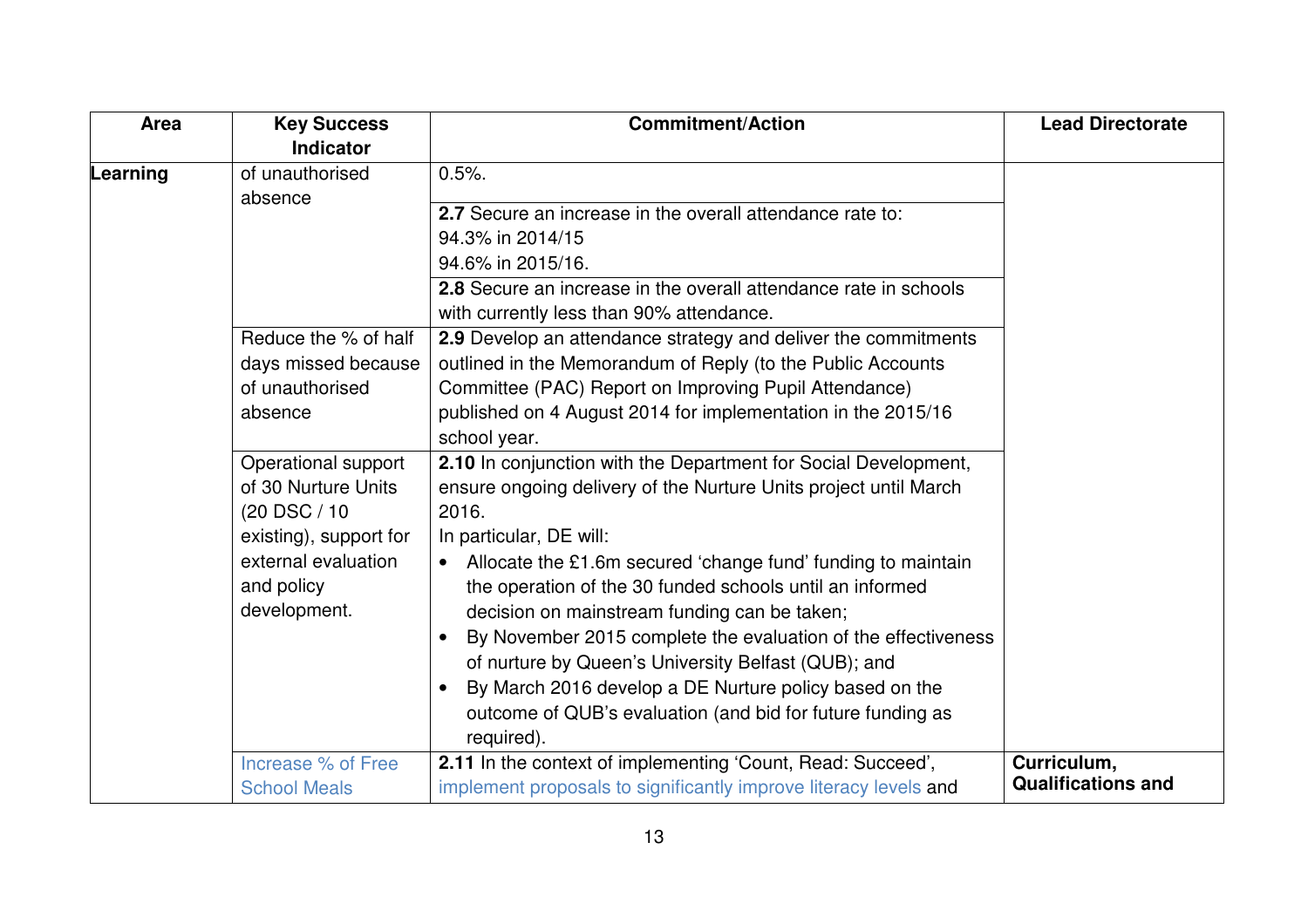| Area | Key Success Indicator | Commitment/Action | Lead Directorate |
|---|---|---|---|
| Learning | of unauthorised absence | 0.5%. | |
| | | **2.7** Secure an increase in the overall attendance rate to:<br>94.3% in 2014/15<br>94.6% in 2015/16. | |
| | | **2.8** Secure an increase in the overall attendance rate in schools with currently less than 90% attendance. | |
| | Reduce the % of half days missed because of unauthorised absence | **2.9** Develop an attendance strategy and deliver the commitments outlined in the Memorandum of Reply (to the Public Accounts Committee (PAC) Report on Improving Pupil Attendance) published on 4 August 2014 for implementation in the 2015/16 school year. | |
| | Operational support of 30 Nurture Units (20 DSC / 10 existing), support for external evaluation and policy development. | **2.10** In conjunction with the Department for Social Development, ensure ongoing delivery of the Nurture Units project until March 2016.<br>In particular, DE will:<br>• Allocate the £1.6m secured 'change fund' funding to maintain the operation of the 30 funded schools until an informed decision on mainstream funding can be taken;<br>• By November 2015 complete the evaluation of the effectiveness of nurture by Queen's University Belfast (QUB); and<br>• By March 2016 develop a DE Nurture policy based on the outcome of QUB's evaluation (and bid for future funding as required). | |
| | Increase % of Free School Meals | **2.11** In the context of implementing 'Count, Read: Succeed', implement proposals to significantly improve literacy levels and | **Curriculum, Qualifications and** |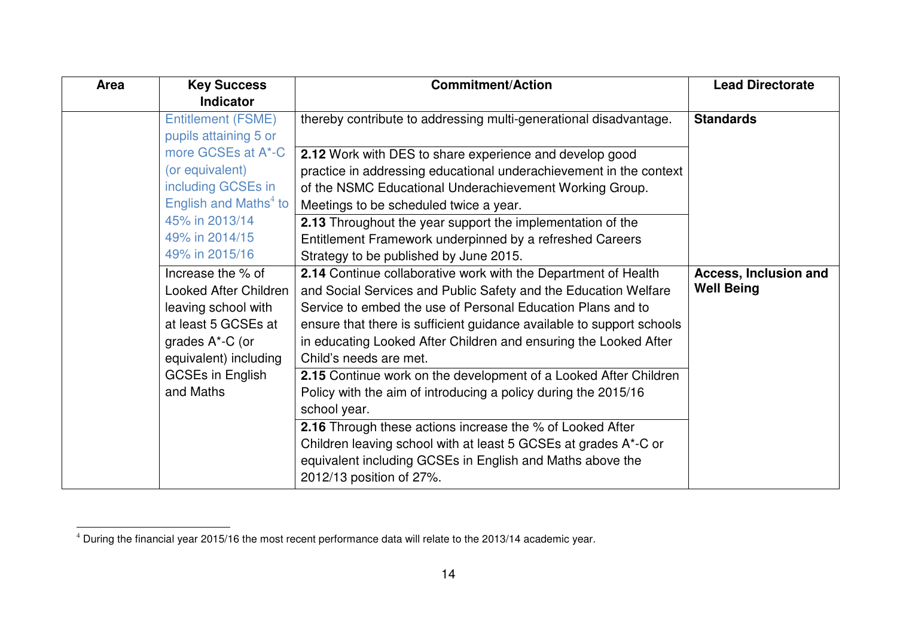| Area | Key Success Indicator | Commitment/Action | Lead Directorate |
|---|---|---|---|
| | Entitlement (FSME) pupils attaining 5 or more GCSEs at A*-C (or equivalent) including GCSEs in English and Maths[4] to 45% in 2013/14 49% in 2014/15 49% in 2015/16 | thereby contribute to addressing multi-generational disadvantage. | **Standards** |
| | | **2.12** Work with DES to share experience and develop good practice in addressing educational underachievement in the context of the NSMC Educational Underachievement Working Group. Meetings to be scheduled twice a year. | |
| | | **2.13** Throughout the year support the implementation of the Entitlement Framework underpinned by a refreshed Careers Strategy to be published by June 2015. | |
| | Increase the % of Looked After Children leaving school with at least 5 GCSEs at grades A*-C (or equivalent) including GCSEs in English and Maths | **2.14** Continue collaborative work with the Department of Health and Social Services and Public Safety and the Education Welfare Service to embed the use of Personal Education Plans and to ensure that there is sufficient guidance available to support schools in educating Looked After Children and ensuring the Looked After Child's needs are met. | **Access, Inclusion and Well Being** |
| | | **2.15** Continue work on the development of a Looked After Children Policy with the aim of introducing a policy during the 2015/16 school year. | |
| | | **2.16** Through these actions increase the % of Looked After Children leaving school with at least 5 GCSEs at grades A*-C or equivalent including GCSEs in English and Maths above the 2012/13 position of 27%. | |

[4] During the financial year 2015/16 the most recent performance data will relate to the 2013/14 academic year.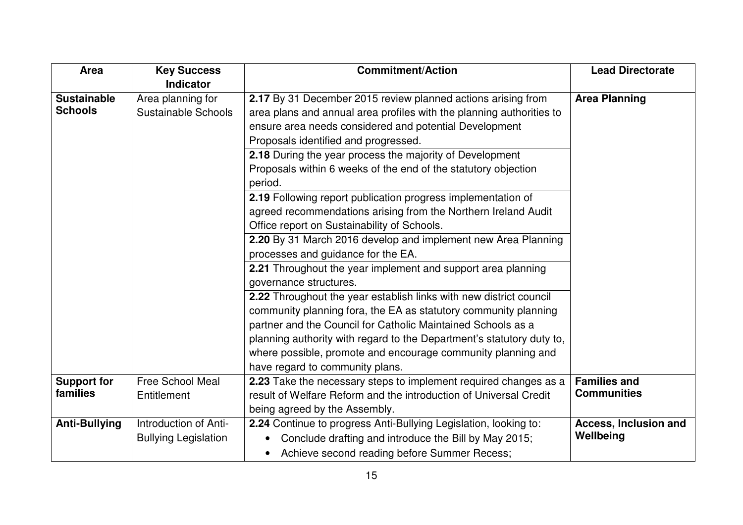| Area | Key Success Indicator | Commitment/Action | Lead Directorate |
| --- | --- | --- | --- |
| **Sustainable Schools** | Area planning for Sustainable Schools | **2.17** By 31 December 2015 review planned actions arising from area plans and annual area profiles with the planning authorities to ensure area needs considered and potential Development Proposals identified and progressed. | **Area Planning** |
| | | **2.18** During the year process the majority of Development Proposals within 6 weeks of the end of the statutory objection period. | |
| | | **2.19** Following report publication progress implementation of agreed recommendations arising from the Northern Ireland Audit Office report on Sustainability of Schools. | |
| | | **2.20** By 31 March 2016 develop and implement new Area Planning processes and guidance for the EA. | |
| | | **2.21** Throughout the year implement and support area planning governance structures. | |
| | | **2.22** Throughout the year establish links with new district council community planning fora, the EA as statutory community planning partner and the Council for Catholic Maintained Schools as a planning authority with regard to the Department's statutory duty to, where possible, promote and encourage community planning and have regard to community plans. | |
| **Support for families** | Free School Meal Entitlement | **2.23** Take the necessary steps to implement required changes as a result of Welfare Reform and the introduction of Universal Credit being agreed by the Assembly. | **Families and Communities** |
| **Anti-Bullying** | Introduction of Anti-Bullying Legislation | **2.24** Continue to progress Anti-Bullying Legislation, looking to:<br>• Conclude drafting and introduce the Bill by May 2015;<br>• Achieve second reading before Summer Recess; | **Access, Inclusion and Wellbeing** |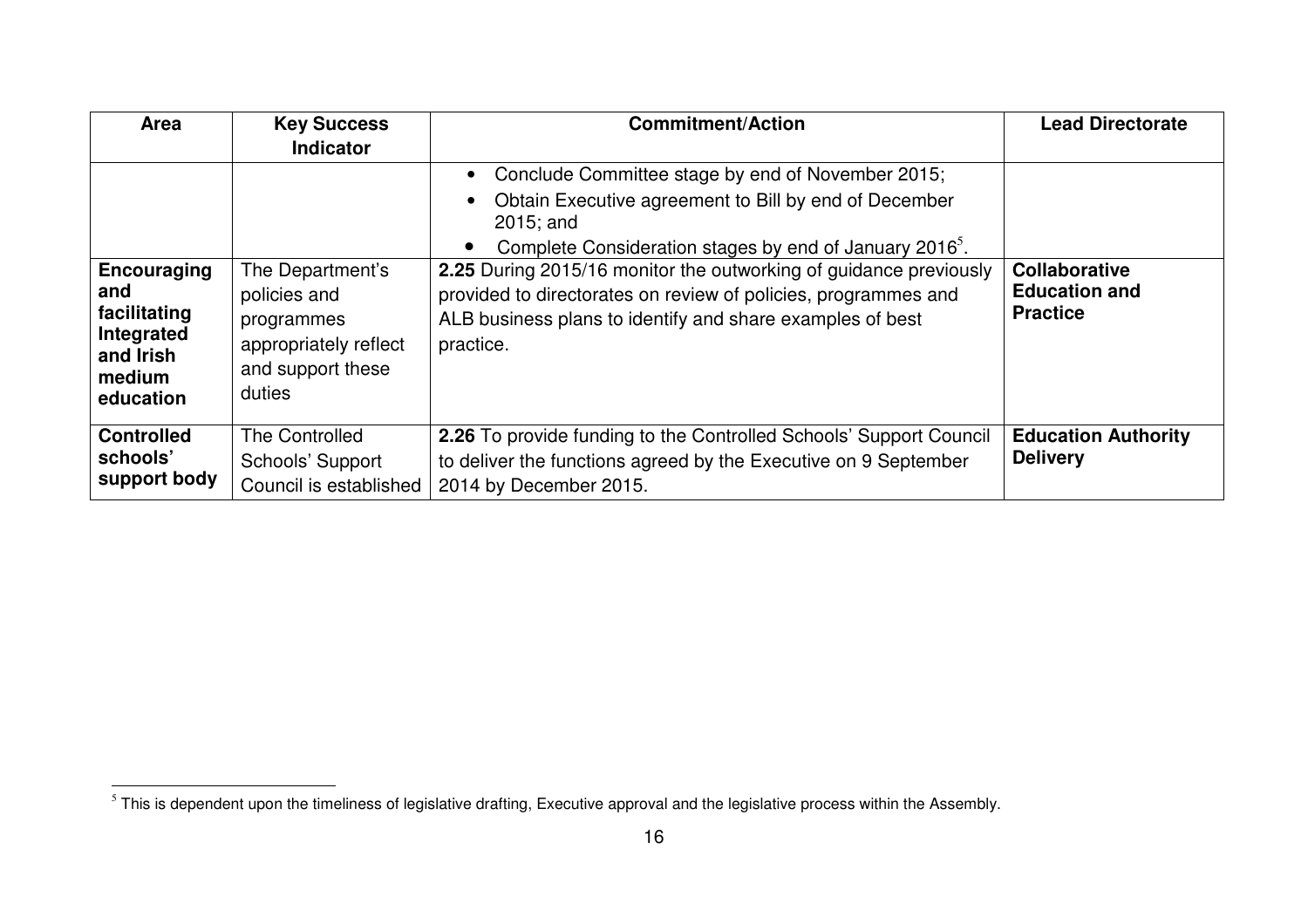| Area | Key Success Indicator | Commitment/Action | Lead Directorate |
|---|---|---|---|
| | | • Conclude Committee stage by end of November 2015;<br>• Obtain Executive agreement to Bill by end of December 2015; and<br>• Complete Consideration stages by end of January 2016[5]. | |
| **Encouraging and facilitating Integrated and Irish medium education** | The Department's policies and programmes appropriately reflect and support these duties | **2.25** During 2015/16 monitor the outworking of guidance previously provided to directorates on review of policies, programmes and ALB business plans to identify and share examples of best practice. | **Collaborative Education and Practice** |
| **Controlled schools' support body** | The Controlled Schools' Support Council is established | **2.26** To provide funding to the Controlled Schools' Support Council to deliver the functions agreed by the Executive on 9 September 2014 by December 2015. | **Education Authority Delivery** |

[5] This is dependent upon the timeliness of legislative drafting, Executive approval and the legislative process within the Assembly.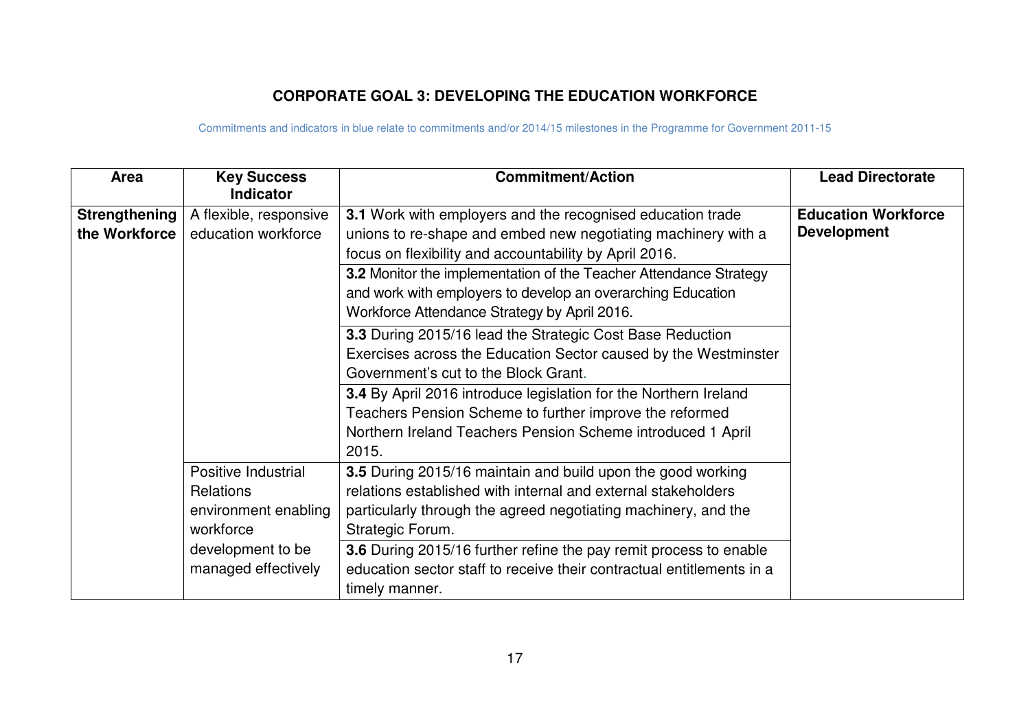## CORPORATE GOAL 3: DEVELOPING THE EDUCATION WORKFORCE

Commitments and indicators in blue relate to commitments and/or 2014/15 milestones in the Programme for Government 2011-15

| Area | Key Success Indicator | Commitment/Action | Lead Directorate |
|---|---|---|---|
| **Strengthening the Workforce** | A flexible, responsive education workforce | **3.1** Work with employers and the recognised education trade unions to re-shape and embed new negotiating machinery with a focus on flexibility and accountability by April 2016. | **Education Workforce Development** |
| | | **3.2** Monitor the implementation of the Teacher Attendance Strategy and work with employers to develop an overarching Education Workforce Attendance Strategy by April 2016. | |
| | | **3.3** During 2015/16 lead the Strategic Cost Base Reduction Exercises across the Education Sector caused by the Westminster Government's cut to the Block Grant. | |
| | | **3.4** By April 2016 introduce legislation for the Northern Ireland Teachers Pension Scheme to further improve the reformed Northern Ireland Teachers Pension Scheme introduced 1 April 2015. | |
| | Positive Industrial Relations environment enabling workforce development to be managed effectively | **3.5** During 2015/16 maintain and build upon the good working relations established with internal and external stakeholders particularly through the agreed negotiating machinery, and the Strategic Forum. | |
| | | **3.6** During 2015/16 further refine the pay remit process to enable education sector staff to receive their contractual entitlements in a timely manner. | |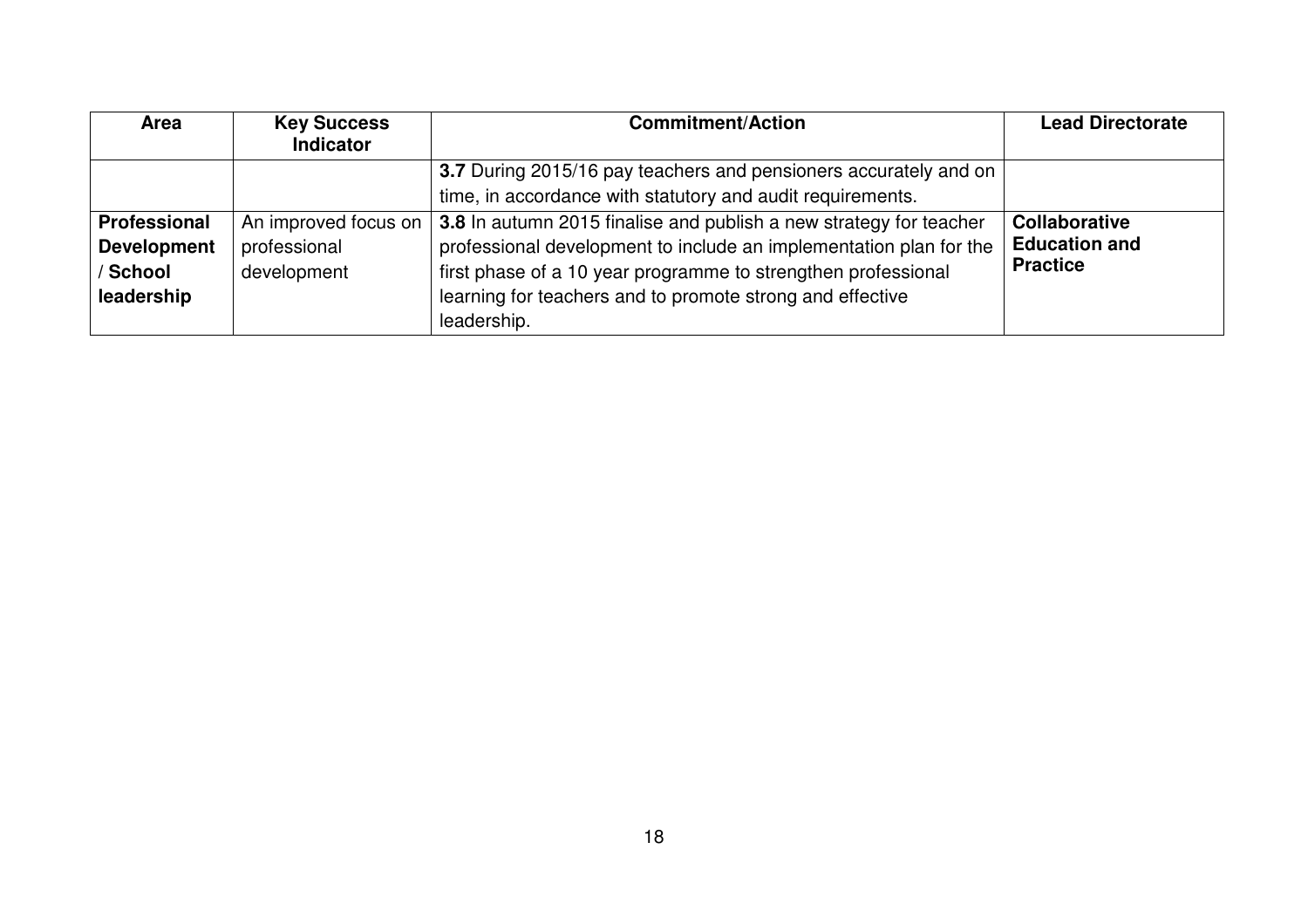| Area | Key Success Indicator | Commitment/Action | Lead Directorate |
|---|---|---|---|
| | | **3.7** During 2015/16 pay teachers and pensioners accurately and on time, in accordance with statutory and audit requirements. | |
| **Professional Development / School leadership** | An improved focus on professional development | **3.8** In autumn 2015 finalise and publish a new strategy for teacher professional development to include an implementation plan for the first phase of a 10 year programme to strengthen professional learning for teachers and to promote strong and effective leadership. | **Collaborative Education and Practice** |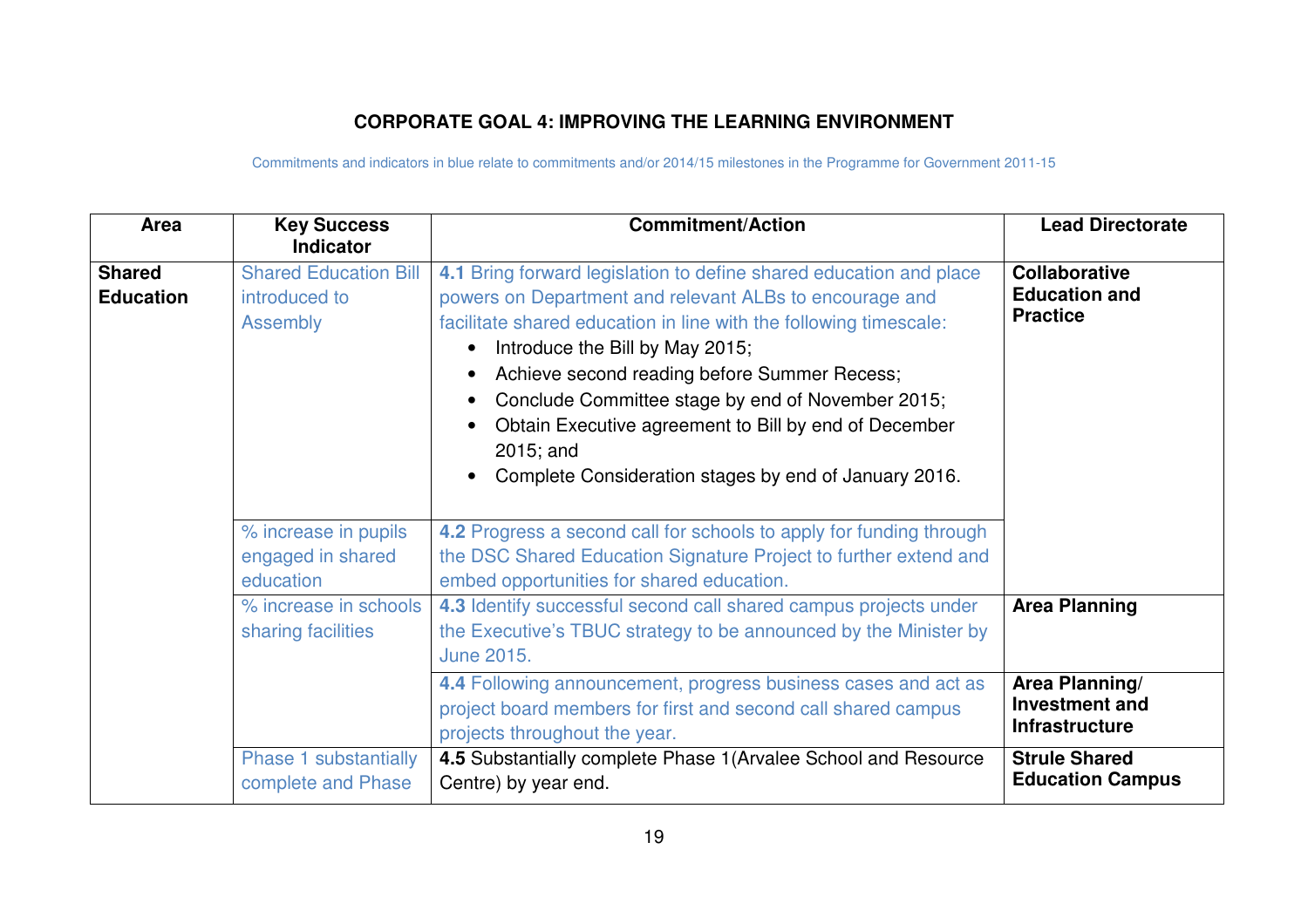## CORPORATE GOAL 4: IMPROVING THE LEARNING ENVIRONMENT

Commitments and indicators in blue relate to commitments and/or 2014/15 milestones in the Programme for Government 2011-15

| Area | Key Success Indicator | Commitment/Action | Lead Directorate |
|---|---|---|---|
| **Shared Education** | Shared Education Bill introduced to Assembly | **4.1** Bring forward legislation to define shared education and place powers on Department and relevant ALBs to encourage and facilitate shared education in line with the following timescale:<br>• Introduce the Bill by May 2015;<br>• Achieve second reading before Summer Recess;<br>• Conclude Committee stage by end of November 2015;<br>• Obtain Executive agreement to Bill by end of December 2015; and<br>• Complete Consideration stages by end of January 2016. | **Collaborative Education and Practice** |
| | % increase in pupils engaged in shared education | **4.2** Progress a second call for schools to apply for funding through the DSC Shared Education Signature Project to further extend and embed opportunities for shared education. | |
| | % increase in schools sharing facilities | **4.3** Identify successful second call shared campus projects under the Executive's TBUC strategy to be announced by the Minister by June 2015. | **Area Planning** |
| | | **4.4** Following announcement, progress business cases and act as project board members for first and second call shared campus projects throughout the year. | **Area Planning/ Investment and Infrastructure** |
| | Phase 1 substantially complete and Phase | **4.5** Substantially complete Phase 1(Arvalee School and Resource Centre) by year end. | **Strule Shared Education Campus** |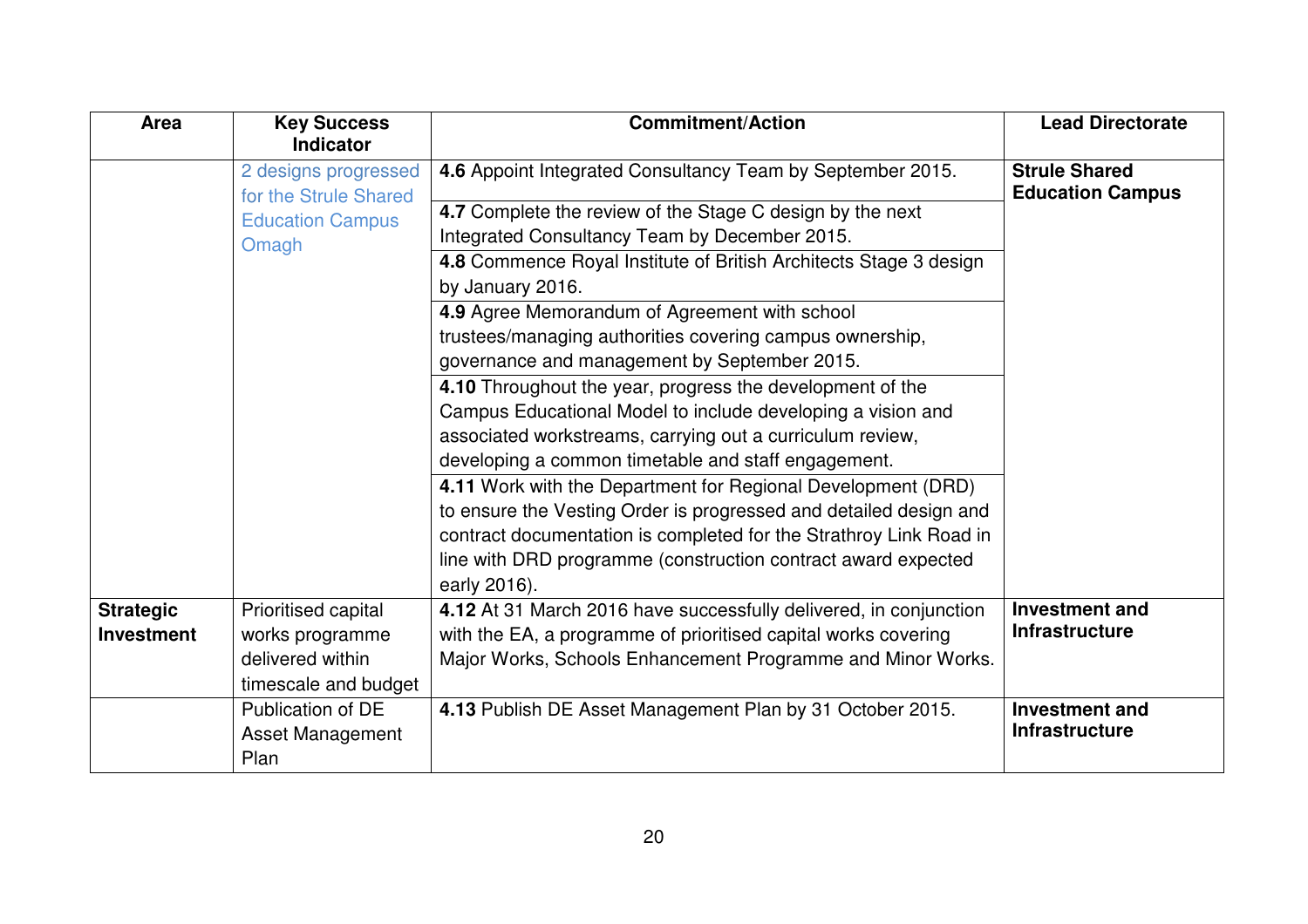| Area | Key Success Indicator | Commitment/Action | Lead Directorate |
|---|---|---|---|
| | 2 designs progressed for the Strule Shared Education Campus Omagh | **4.6** Appoint Integrated Consultancy Team by September 2015. | **Strule Shared Education Campus** |
| | | **4.7** Complete the review of the Stage C design by the next Integrated Consultancy Team by December 2015. | |
| | | **4.8** Commence Royal Institute of British Architects Stage 3 design by January 2016. | |
| | | **4.9** Agree Memorandum of Agreement with school trustees/managing authorities covering campus ownership, governance and management by September 2015. | |
| | | **4.10** Throughout the year, progress the development of the Campus Educational Model to include developing a vision and associated workstreams, carrying out a curriculum review, developing a common timetable and staff engagement. | |
| | | **4.11** Work with the Department for Regional Development (DRD) to ensure the Vesting Order is progressed and detailed design and contract documentation is completed for the Strathroy Link Road in line with DRD programme (construction contract award expected early 2016). | |
| **Strategic Investment** | Prioritised capital works programme delivered within timescale and budget | **4.12** At 31 March 2016 have successfully delivered, in conjunction with the EA, a programme of prioritised capital works covering Major Works, Schools Enhancement Programme and Minor Works. | **Investment and Infrastructure** |
| | Publication of DE Asset Management Plan | **4.13** Publish DE Asset Management Plan by 31 October 2015. | **Investment and Infrastructure** |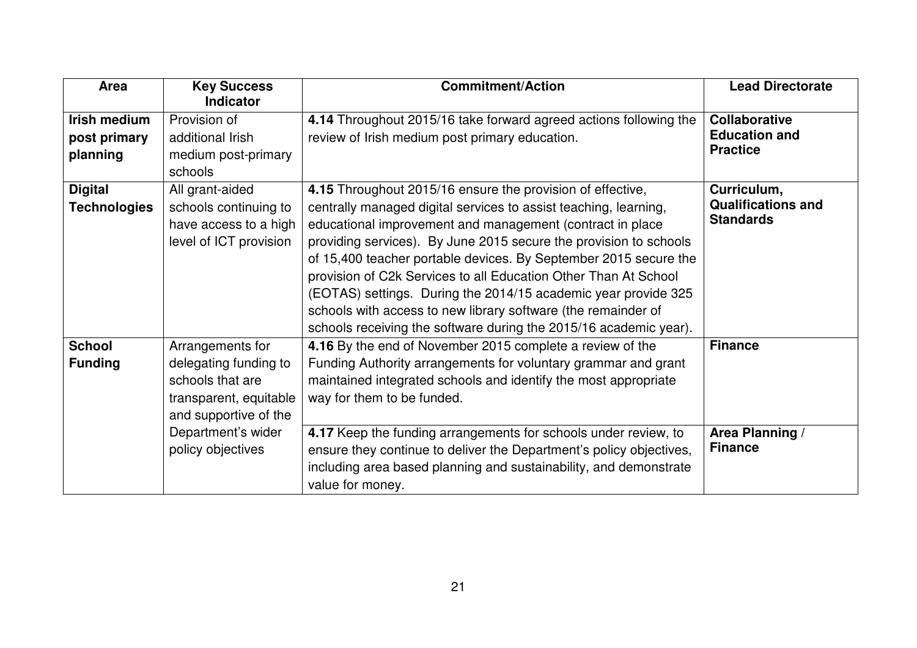| Area | Key Success Indicator | Commitment/Action | Lead Directorate |
|---|---|---|---|
| **Irish medium post primary planning** | Provision of additional Irish medium post-primary schools | **4.14** Throughout 2015/16 take forward agreed actions following the review of Irish medium post primary education. | **Collaborative Education and Practice** |
| **Digital Technologies** | All grant-aided schools continuing to have access to a high level of ICT provision | **4.15** Throughout 2015/16 ensure the provision of effective, centrally managed digital services to assist teaching, learning, educational improvement and management (contract in place providing services). By June 2015 secure the provision to schools of 15,400 teacher portable devices. By September 2015 secure the provision of C2k Services to all Education Other Than At School (EOTAS) settings. During the 2014/15 academic year provide 325 schools with access to new library software (the remainder of schools receiving the software during the 2015/16 academic year). | **Curriculum, Qualifications and Standards** |
| **School Funding** | Arrangements for delegating funding to schools that are transparent, equitable and supportive of the Department's wider policy objectives | **4.16** By the end of November 2015 complete a review of the Funding Authority arrangements for voluntary grammar and grant maintained integrated schools and identify the most appropriate way for them to be funded. | **Finance** |
| | | **4.17** Keep the funding arrangements for schools under review, to ensure they continue to deliver the Department's policy objectives, including area based planning and sustainability, and demonstrate value for money. | **Area Planning / Finance** |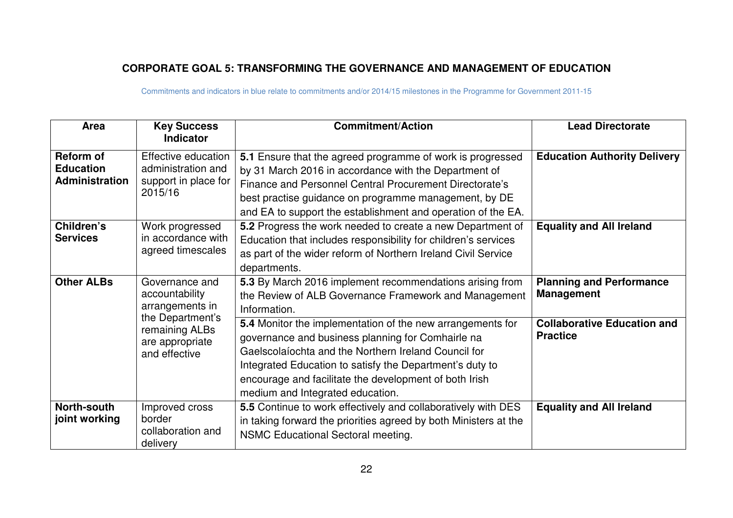## CORPORATE GOAL 5: TRANSFORMING THE GOVERNANCE AND MANAGEMENT OF EDUCATION

Commitments and indicators in blue relate to commitments and/or 2014/15 milestones in the Programme for Government 2011-15

| Area | Key Success Indicator | Commitment/Action | Lead Directorate |
|---|---|---|---|
| **Reform of Education Administration** | Effective education administration and support in place for 2015/16 | **5.1** Ensure that the agreed programme of work is progressed by 31 March 2016 in accordance with the Department of Finance and Personnel Central Procurement Directorate's best practise guidance on programme management, by DE and EA to support the establishment and operation of the EA. | **Education Authority Delivery** |
| **Children's Services** | Work progressed in accordance with agreed timescales | **5.2** Progress the work needed to create a new Department of Education that includes responsibility for children's services as part of the wider reform of Northern Ireland Civil Service departments. | **Equality and All Ireland** |
| **Other ALBs** | Governance and accountability arrangements in the Department's remaining ALBs are appropriate and effective | **5.3** By March 2016 implement recommendations arising from the Review of ALB Governance Framework and Management Information. | **Planning and Performance Management** |
| | | **5.4** Monitor the implementation of the new arrangements for governance and business planning for Comhairle na Gaelscolaíochta and the Northern Ireland Council for Integrated Education to satisfy the Department's duty to encourage and facilitate the development of both Irish medium and Integrated education. | **Collaborative Education and Practice** |
| **North-south joint working** | Improved cross border collaboration and delivery | **5.5** Continue to work effectively and collaboratively with DES in taking forward the priorities agreed by both Ministers at the NSMC Educational Sectoral meeting. | **Equality and All Ireland** |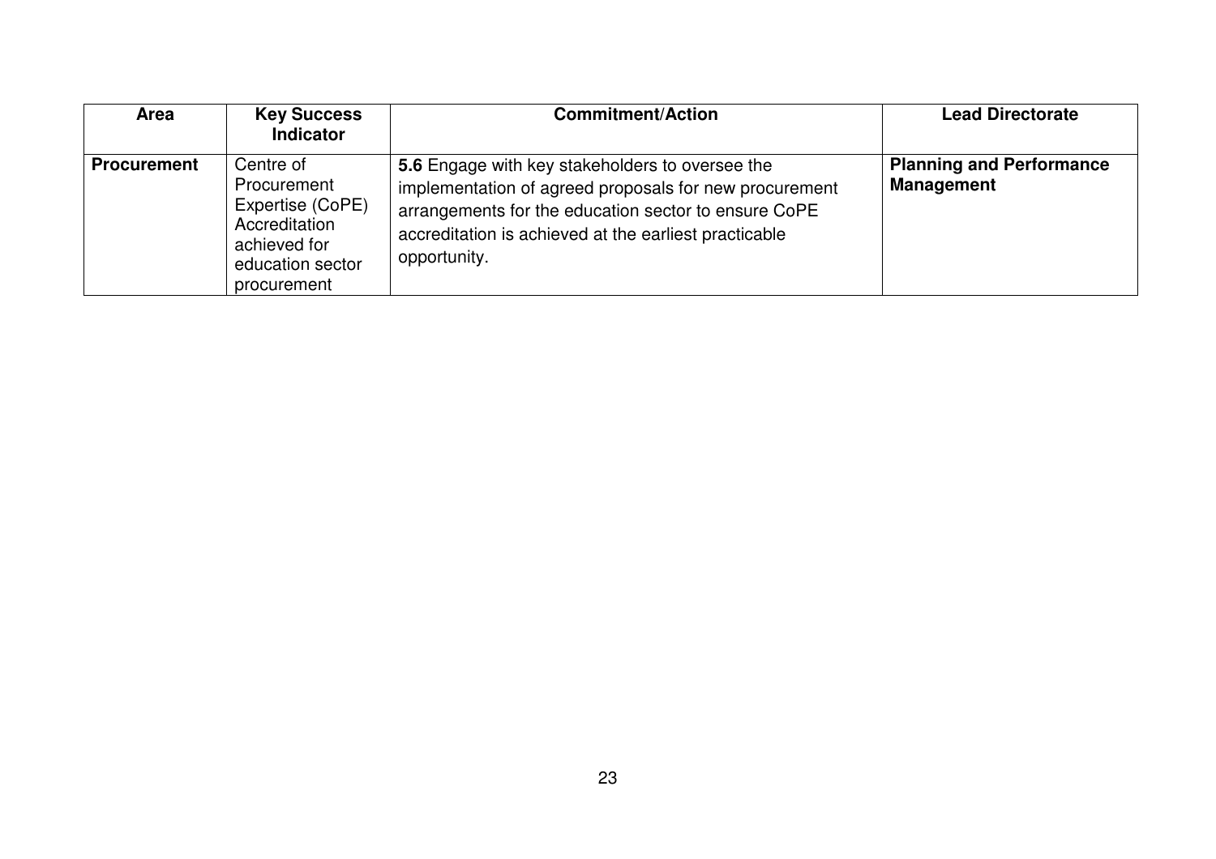| Area | Key Success Indicator | Commitment/Action | Lead Directorate |
|---|---|---|---|
| **Procurement** | Centre of Procurement Expertise (CoPE) Accreditation achieved for education sector procurement | **5.6** Engage with key stakeholders to oversee the implementation of agreed proposals for new procurement arrangements for the education sector to ensure CoPE accreditation is achieved at the earliest practicable opportunity. | **Planning and Performance Management** |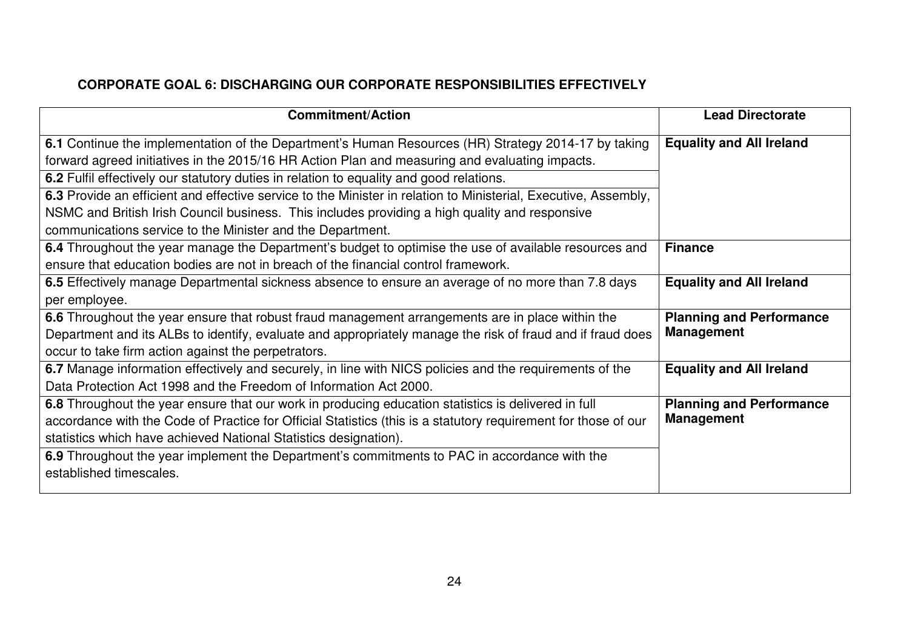**CORPORATE GOAL 6: DISCHARGING OUR CORPORATE RESPONSIBILITIES EFFECTIVELY**

| Commitment/Action | Lead Directorate |
|---|---|
| **6.1** Continue the implementation of the Department's Human Resources (HR) Strategy 2014-17 by taking forward agreed initiatives in the 2015/16 HR Action Plan and measuring and evaluating impacts. | **Equality and All Ireland** |
| **6.2** Fulfil effectively our statutory duties in relation to equality and good relations. | |
| **6.3** Provide an efficient and effective service to the Minister in relation to Ministerial, Executive, Assembly, NSMC and British Irish Council business. This includes providing a high quality and responsive communications service to the Minister and the Department. | |
| **6.4** Throughout the year manage the Department's budget to optimise the use of available resources and ensure that education bodies are not in breach of the financial control framework. | **Finance** |
| **6.5** Effectively manage Departmental sickness absence to ensure an average of no more than 7.8 days per employee. | **Equality and All Ireland** |
| **6.6** Throughout the year ensure that robust fraud management arrangements are in place within the Department and its ALBs to identify, evaluate and appropriately manage the risk of fraud and if fraud does occur to take firm action against the perpetrators. | **Planning and Performance Management** |
| **6.7** Manage information effectively and securely, in line with NICS policies and the requirements of the Data Protection Act 1998 and the Freedom of Information Act 2000. | **Equality and All Ireland** |
| **6.8** Throughout the year ensure that our work in producing education statistics is delivered in full accordance with the Code of Practice for Official Statistics (this is a statutory requirement for those of our statistics which have achieved National Statistics designation). | **Planning and Performance Management** |
| **6.9** Throughout the year implement the Department's commitments to PAC in accordance with the established timescales. | |